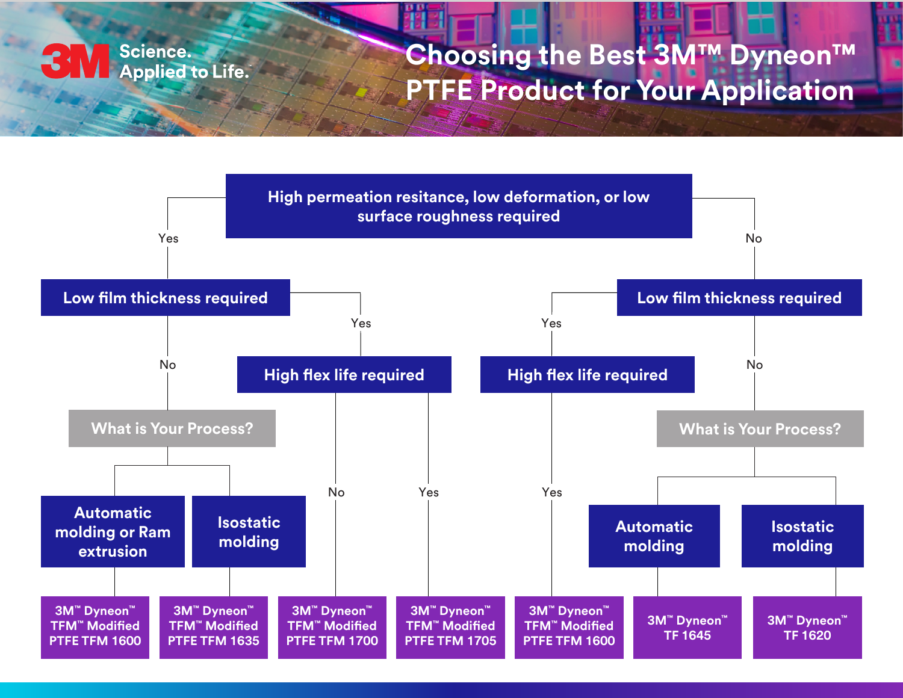# Choosing the Best 3M™ Dyneon™ PTFE Product for Your Application

**High permeation resitance, low deformation, or low surface roughness required**

- **Yes** → **Low film thickness required**
  - **No** → **What is Your Process?**
    - **Automatic molding or Ram extrusion** → 3M™ Dyneon™ TFM™ Modified PTFE TFM 1600
    - **Isostatic molding** → 3M™ Dyneon™ TFM™ Modified PTFE TFM 1635
  - **Yes** → **High flex life required**
    - **No** → 3M™ Dyneon™ TFM™ Modified PTFE TFM 1700
    - **Yes** → 3M™ Dyneon™ TFM™ Modified PTFE TFM 1705
- **No** → **Low film thickness required**
  - **Yes** → **High flex life required**
    - **Yes** → 3M™ Dyneon™ TFM™ Modified PTFE TFM 1600
  - **No** → **What is Your Process?**
    - **Automatic molding** → 3M™ Dyneon™ TF 1645
    - **Isostatic molding** → 3M™ Dyneon™ TF 1620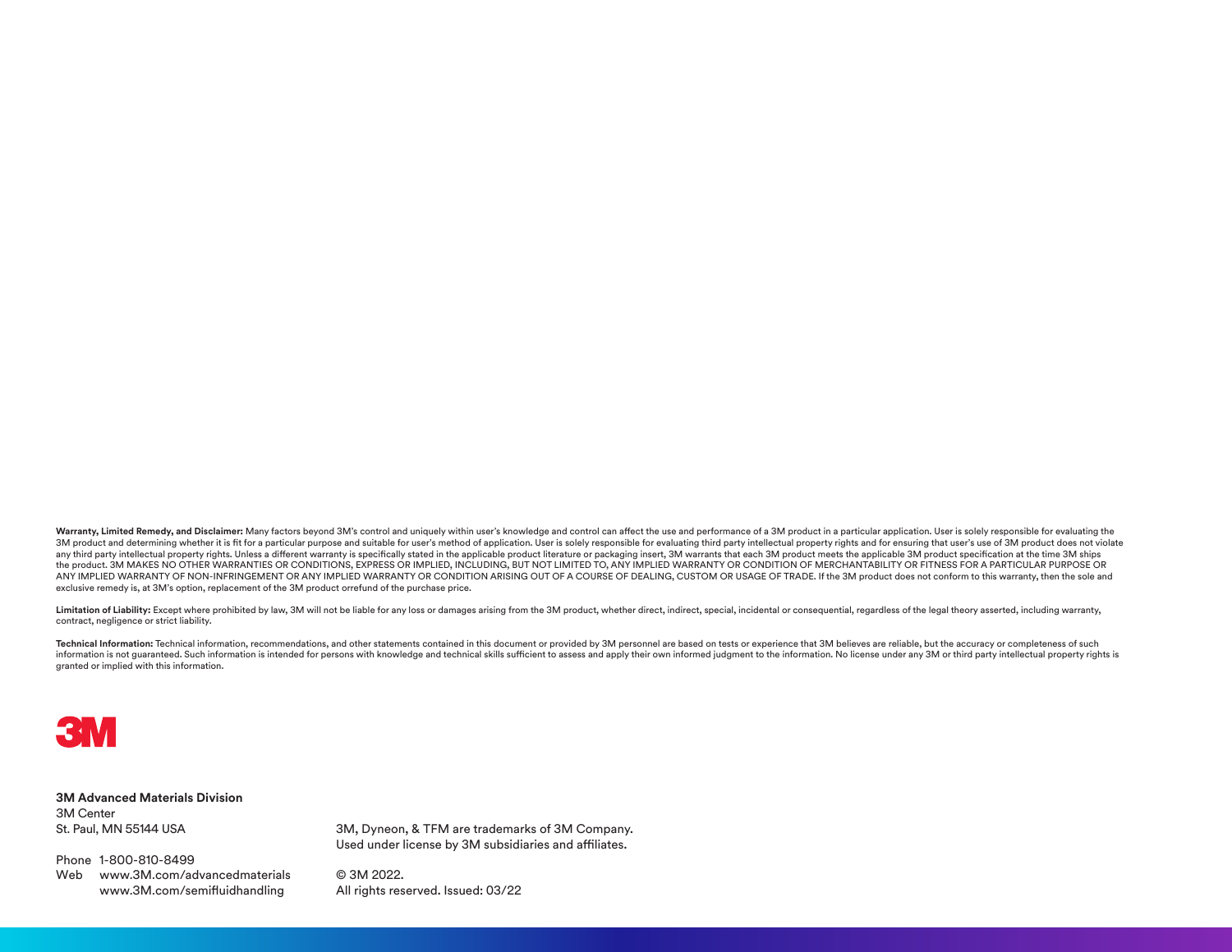**Warranty, Limited Remedy, and Disclaimer:** Many factors beyond 3M's control and uniquely within user's knowledge and control can affect the use and performance of a 3M product in a particular application. User is solely responsible for evaluating the 3M product and determining whether it is fit for a particular purpose and suitable for user's method of application. User is solely responsible for evaluating third party intellectual property rights and for ensuring that user's use of 3M product does not violate any third party intellectual property rights. Unless a different warranty is specifically stated in the applicable product literature or packaging insert, 3M warrants that each 3M product meets the applicable 3M product specification at the time 3M ships the product. 3M MAKES NO OTHER WARRANTIES OR CONDITIONS, EXPRESS OR IMPLIED, INCLUDING, BUT NOT LIMITED TO, ANY IMPLIED WARRANTY OR CONDITION OF MERCHANTABILITY OR FITNESS FOR A PARTICULAR PURPOSE OR ANY IMPLIED WARRANTY OF NON-INFRINGEMENT OR ANY IMPLIED WARRANTY OR CONDITION ARISING OUT OF A COURSE OF DEALING, CUSTOM OR USAGE OF TRADE. If the 3M product does not conform to this warranty, then the sole and exclusive remedy is, at 3M's option, replacement of the 3M product orrefund of the purchase price.

**Limitation of Liability:** Except where prohibited by law, 3M will not be liable for any loss or damages arising from the 3M product, whether direct, indirect, special, incidental or consequential, regardless of the legal theory asserted, including warranty, contract, negligence or strict liability.

**Technical Information:** Technical information, recommendations, and other statements contained in this document or provided by 3M personnel are based on tests or experience that 3M believes are reliable, but the accuracy or completeness of such information is not guaranteed. Such information is intended for persons with knowledge and technical skills sufficient to assess and apply their own informed judgment to the information. No license under any 3M or third party intellectual property rights is granted or implied with this information.

3M

**3M Advanced Materials Division**
3M Center
St. Paul, MN 55144 USA

Phone 1-800-810-8499
Web www.3M.com/advancedmaterials
www.3M.com/semifluidhandling

3M, Dyneon, & TFM are trademarks of 3M Company.
Used under license by 3M subsidiaries and affiliates.

© 3M 2022.
All rights reserved. Issued: 03/22